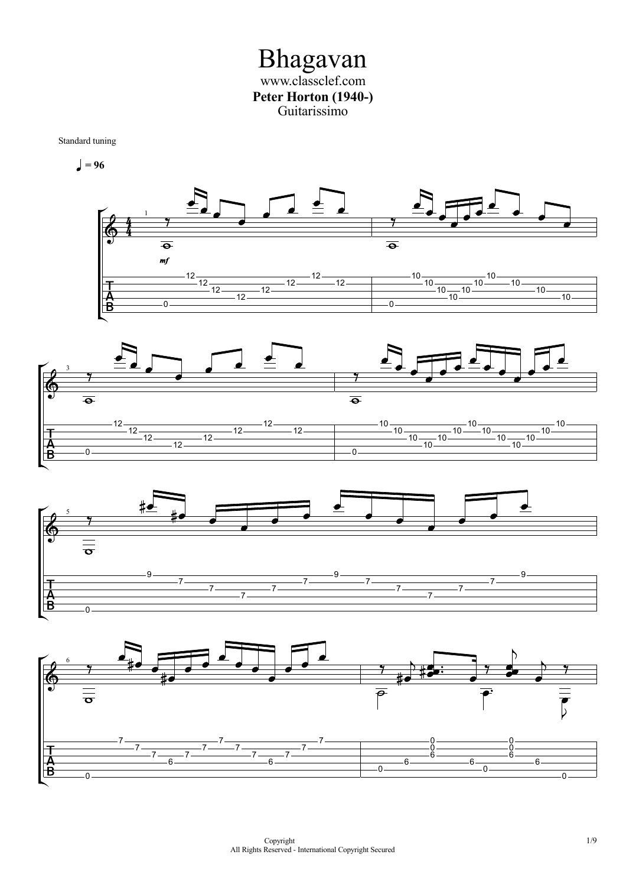# Bhagavan

www.classclef.com

**Peter Horton (1940-)**

Guitarissimo

Standard tuning

♩ = 96